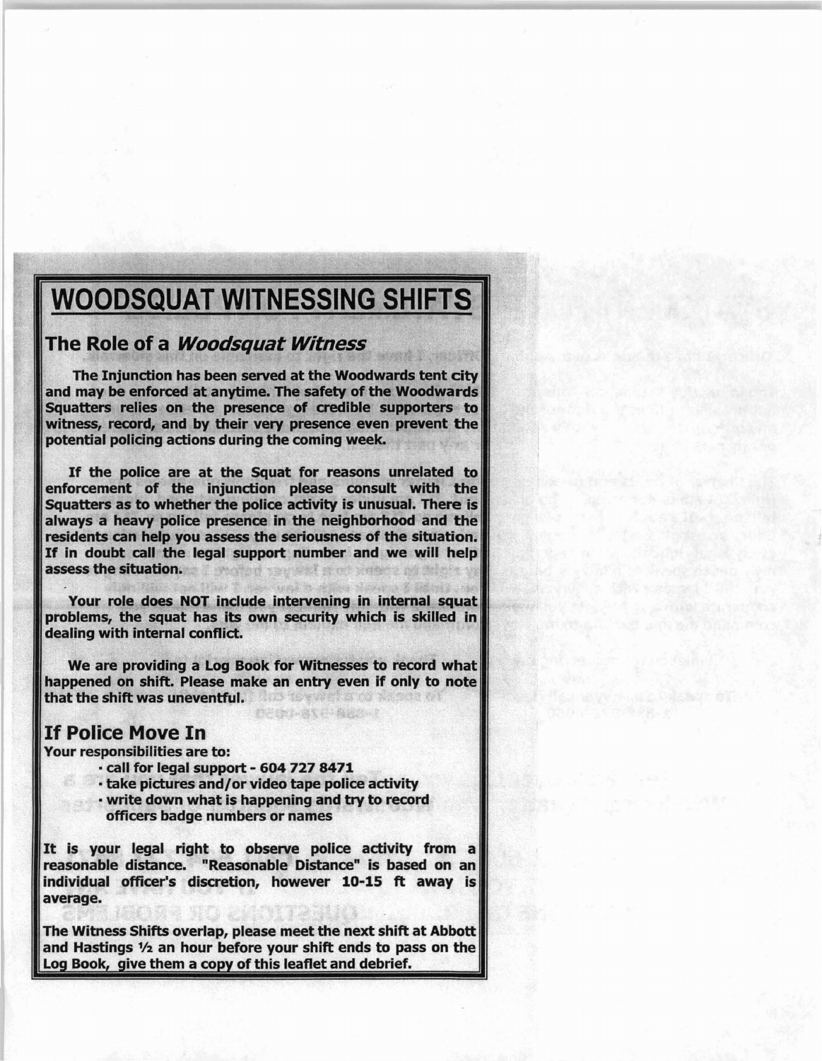# WOODSQUAT WITNESSING SHIFTS

## The Role of a *Woodsquat Witness*

**The Injunction has been served at the Woodwards tent city and may be enforced at anytime. The safety of the Woodwards Squatters relies on the presence of credible supporters to witness, record, and by their very presence even prevent the potential policing actions during the coming week.**

**If the police are at the Squat for reasons unrelated to enforcement of the injunction please consult with the Squatters as to whether the police activity is unusual. There is always a heavy police presence in the neighborhood and the residents can help you assess the seriousness of the situation. If in doubt call the legal support number and we will help assess the situation.**

**Your role does NOT include intervening in internal squat problems, the squat has its own security which is skilled in dealing with internal conflict.**

**We are providing a Log Book for Witnesses to record what happened on shift. Please make an entry even if only to note that the shift was uneventful.**

## If Police Move In

**Your responsibilities are to:**

- **call for legal support - 604 727 8471**
- **take pictures and/or video tape police activity**
- **write down what is happening and try to record officers badge numbers or names**

**It is your legal right to observe police activity from a reasonable distance. "Reasonable Distance" is based on an individual officer's discretion, however 10-15 ft away is average.**

**The Witness Shifts overlap, please meet the next shift at Abbott and Hastings ½ an hour before your shift ends to pass on the Log Book, give them a copy of this leaflet and debrief.**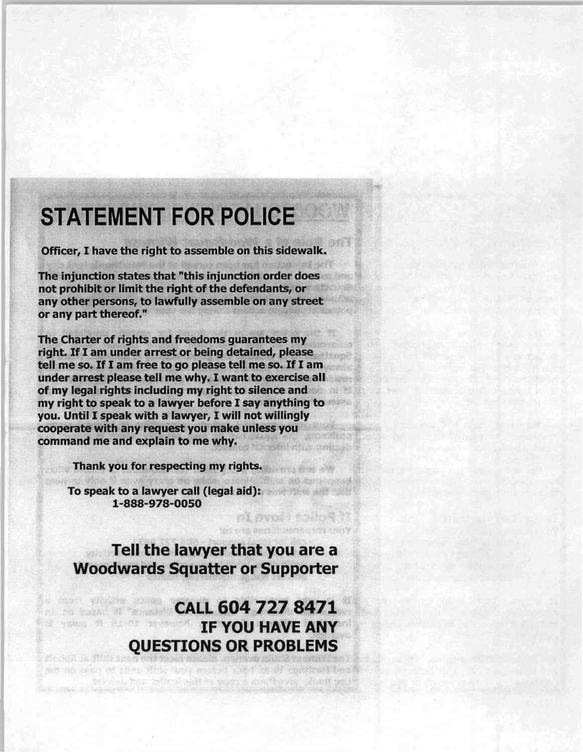# STATEMENT FOR POLICE

**Officer, I have the right to assemble on this sidewalk.**

**The injunction states that "this injunction order does not prohibit or limit the right of the defendants, or any other persons, to lawfully assemble on any street or any part thereof."**

**The Charter of rights and freedoms guarantees my right. If I am under arrest or being detained, please tell me so. If I am free to go please tell me so. If I am under arrest please tell me why. I want to exercise all of my legal rights including my right to silence and my right to speak to a lawyer before I say anything to you. Until I speak with a lawyer, I will not willingly cooperate with any request you make unless you command me and explain to me why.**

**Thank you for respecting my rights.**

**To speak to a lawyer call (legal aid): 1-888-978-0050**

## Tell the lawyer that you are a Woodwards Squatter or Supporter

## CALL 604 727 8471 IF YOU HAVE ANY QUESTIONS OR PROBLEMS